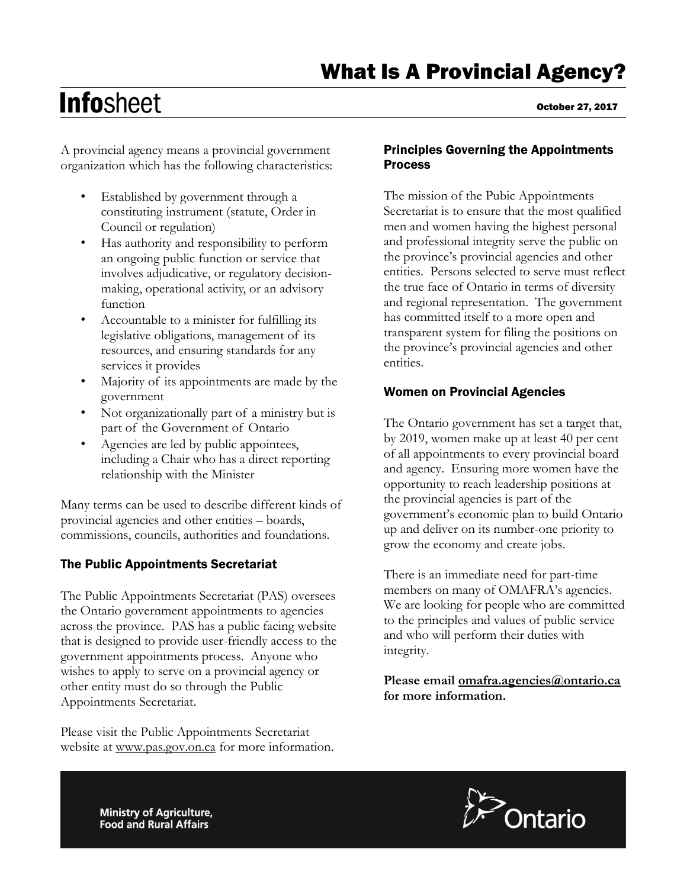# What Is A Provincial Agency?

**Info**sheet

October 27, 2017

A provincial agency means a provincial government organization which has the following characteristics:

- Established by government through a constituting instrument (statute, Order in Council or regulation)
- Has authority and responsibility to perform an ongoing public function or service that involves adjudicative, or regulatory decision-making, operational activity, or an advisory function
- Accountable to a minister for fulfilling its legislative obligations, management of its resources, and ensuring standards for any services it provides
- Majority of its appointments are made by the government
- Not organizationally part of a ministry but is part of the Government of Ontario
- Agencies are led by public appointees, including a Chair who has a direct reporting relationship with the Minister

Many terms can be used to describe different kinds of provincial agencies and other entities – boards, commissions, councils, authorities and foundations.

## The Public Appointments Secretariat

The Public Appointments Secretariat (PAS) oversees the Ontario government appointments to agencies across the province. PAS has a public facing website that is designed to provide user-friendly access to the government appointments process. Anyone who wishes to apply to serve on a provincial agency or other entity must do so through the Public Appointments Secretariat.

Please visit the Public Appointments Secretariat website at www.pas.gov.on.ca for more information.

## Principles Governing the Appointments Process

The mission of the Pubic Appointments Secretariat is to ensure that the most qualified men and women having the highest personal and professional integrity serve the public on the province's provincial agencies and other entities. Persons selected to serve must reflect the true face of Ontario in terms of diversity and regional representation. The government has committed itself to a more open and transparent system for filing the positions on the province's provincial agencies and other entities.

## Women on Provincial Agencies

The Ontario government has set a target that, by 2019, women make up at least 40 per cent of all appointments to every provincial board and agency. Ensuring more women have the opportunity to reach leadership positions at the provincial agencies is part of the government's economic plan to build Ontario up and deliver on its number-one priority to grow the economy and create jobs.

There is an immediate need for part-time members on many of OMAFRA's agencies. We are looking for people who are committed to the principles and values of public service and who will perform their duties with integrity.

**Please email omafra.agencies@ontario.ca for more information.**

Ministry of Agriculture, Food and Rural Affairs

Ontario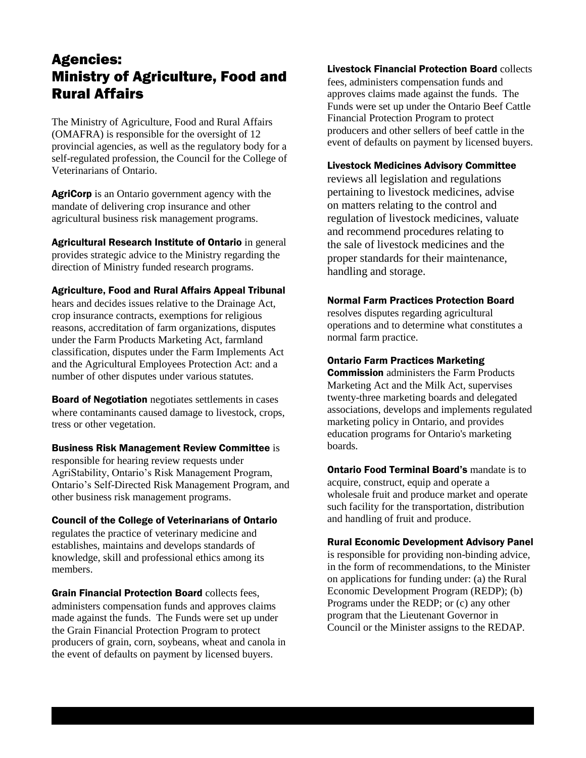# Agencies: Ministry of Agriculture, Food and Rural Affairs

The Ministry of Agriculture, Food and Rural Affairs (OMAFRA) is responsible for the oversight of 12 provincial agencies, as well as the regulatory body for a self-regulated profession, the Council for the College of Veterinarians of Ontario.

**AgriCorp** is an Ontario government agency with the mandate of delivering crop insurance and other agricultural business risk management programs.

**Agricultural Research Institute of Ontario** in general provides strategic advice to the Ministry regarding the direction of Ministry funded research programs.

**Agriculture, Food and Rural Affairs Appeal Tribunal** hears and decides issues relative to the Drainage Act, crop insurance contracts, exemptions for religious reasons, accreditation of farm organizations, disputes under the Farm Products Marketing Act, farmland classification, disputes under the Farm Implements Act and the Agricultural Employees Protection Act: and a number of other disputes under various statutes.

**Board of Negotiation** negotiates settlements in cases where contaminants caused damage to livestock, crops, tress or other vegetation.

**Business Risk Management Review Committee** is responsible for hearing review requests under AgriStability, Ontario's Risk Management Program, Ontario's Self-Directed Risk Management Program, and other business risk management programs.

**Council of the College of Veterinarians of Ontario** regulates the practice of veterinary medicine and establishes, maintains and develops standards of knowledge, skill and professional ethics among its members.

**Grain Financial Protection Board** collects fees, administers compensation funds and approves claims made against the funds. The Funds were set up under the Grain Financial Protection Program to protect producers of grain, corn, soybeans, wheat and canola in the event of defaults on payment by licensed buyers.

**Livestock Financial Protection Board** collects fees, administers compensation funds and approves claims made against the funds. The Funds were set up under the Ontario Beef Cattle Financial Protection Program to protect producers and other sellers of beef cattle in the event of defaults on payment by licensed buyers.

**Livestock Medicines Advisory Committee** reviews all legislation and regulations pertaining to livestock medicines, advise on matters relating to the control and regulation of livestock medicines, valuate and recommend procedures relating to the sale of livestock medicines and the proper standards for their maintenance, handling and storage.

**Normal Farm Practices Protection Board** resolves disputes regarding agricultural operations and to determine what constitutes a normal farm practice.

**Ontario Farm Practices Marketing Commission** administers the Farm Products Marketing Act and the Milk Act, supervises twenty-three marketing boards and delegated associations, develops and implements regulated marketing policy in Ontario, and provides education programs for Ontario's marketing boards.

**Ontario Food Terminal Board's** mandate is to acquire, construct, equip and operate a wholesale fruit and produce market and operate such facility for the transportation, distribution and handling of fruit and produce.

**Rural Economic Development Advisory Panel** is responsible for providing non-binding advice, in the form of recommendations, to the Minister on applications for funding under: (a) the Rural Economic Development Program (REDP); (b) Programs under the REDP; or (c) any other program that the Lieutenant Governor in Council or the Minister assigns to the REDAP.